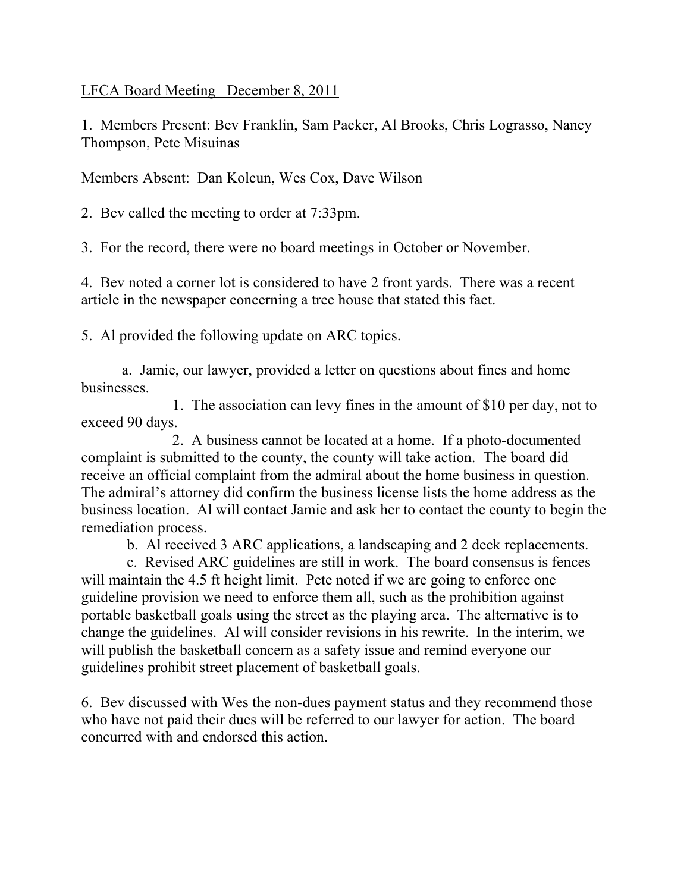LFCA Board Meeting   December 8, 2011

1. Members Present: Bev Franklin, Sam Packer, Al Brooks, Chris Lograsso, Nancy Thompson, Pete Misuinas

Members Absent: Dan Kolcun, Wes Cox, Dave Wilson

2. Bev called the meeting to order at 7:33pm.

3. For the record, there were no board meetings in October or November.

4. Bev noted a corner lot is considered to have 2 front yards. There was a recent article in the newspaper concerning a tree house that stated this fact.

5. Al provided the following update on ARC topics.

   a. Jamie, our lawyer, provided a letter on questions about fines and home businesses.

      1. The association can levy fines in the amount of $10 per day, not to exceed 90 days.

      2. A business cannot be located at a home. If a photo-documented complaint is submitted to the county, the county will take action. The board did receive an official complaint from the admiral about the home business in question. The admiral's attorney did confirm the business license lists the home address as the business location. Al will contact Jamie and ask her to contact the county to begin the remediation process.

   b. Al received 3 ARC applications, a landscaping and 2 deck replacements.

   c. Revised ARC guidelines are still in work. The board consensus is fences will maintain the 4.5 ft height limit. Pete noted if we are going to enforce one guideline provision we need to enforce them all, such as the prohibition against portable basketball goals using the street as the playing area. The alternative is to change the guidelines. Al will consider revisions in his rewrite. In the interim, we will publish the basketball concern as a safety issue and remind everyone our guidelines prohibit street placement of basketball goals.

6. Bev discussed with Wes the non-dues payment status and they recommend those who have not paid their dues will be referred to our lawyer for action. The board concurred with and endorsed this action.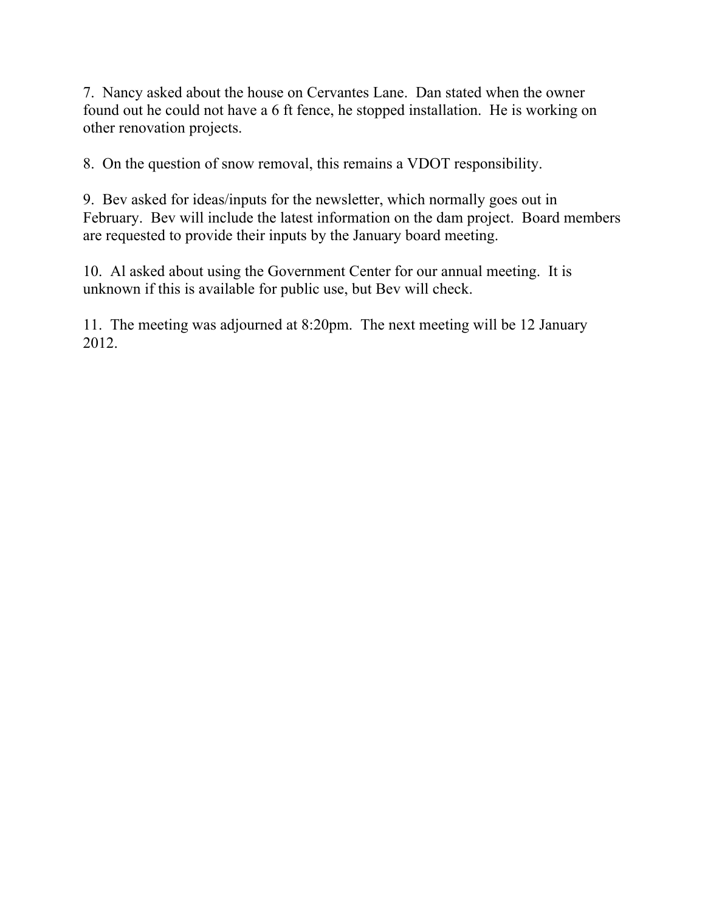7. Nancy asked about the house on Cervantes Lane. Dan stated when the owner found out he could not have a 6 ft fence, he stopped installation. He is working on other renovation projects.

8. On the question of snow removal, this remains a VDOT responsibility.

9. Bev asked for ideas/inputs for the newsletter, which normally goes out in February. Bev will include the latest information on the dam project. Board members are requested to provide their inputs by the January board meeting.

10. Al asked about using the Government Center for our annual meeting. It is unknown if this is available for public use, but Bev will check.

11. The meeting was adjourned at 8:20pm. The next meeting will be 12 January 2012.